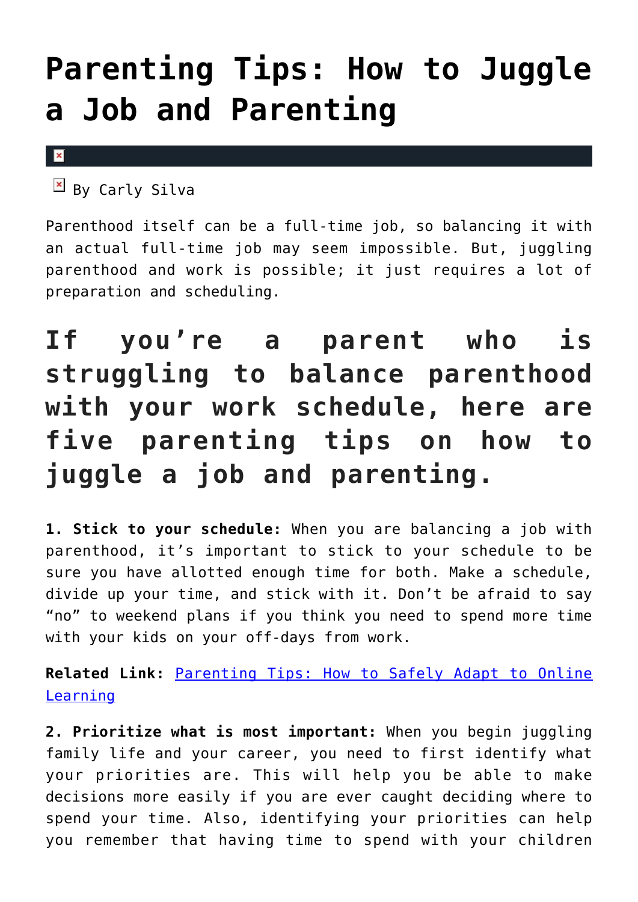# Parenting Tips: How to Juggle a Job and Parenting

By Carly Silva

Parenthood itself can be a full-time job, so balancing it with an actual full-time job may seem impossible. But, juggling parenthood and work is possible; it just requires a lot of preparation and scheduling.

## If you're a parent who is struggling to balance parenthood with your work schedule, here are five parenting tips on how to juggle a job and parenting.

**1. Stick to your schedule:** When you are balancing a job with parenthood, it's important to stick to your schedule to be sure you have allotted enough time for both. Make a schedule, divide up your time, and stick with it. Don't be afraid to say "no" to weekend plans if you think you need to spend more time with your kids on your off-days from work.

**Related Link:** Parenting Tips: How to Safely Adapt to Online Learning

**2. Prioritize what is most important:** When you begin juggling family life and your career, you need to first identify what your priorities are. This will help you be able to make decisions more easily if you are ever caught deciding where to spend your time. Also, identifying your priorities can help you remember that having time to spend with your children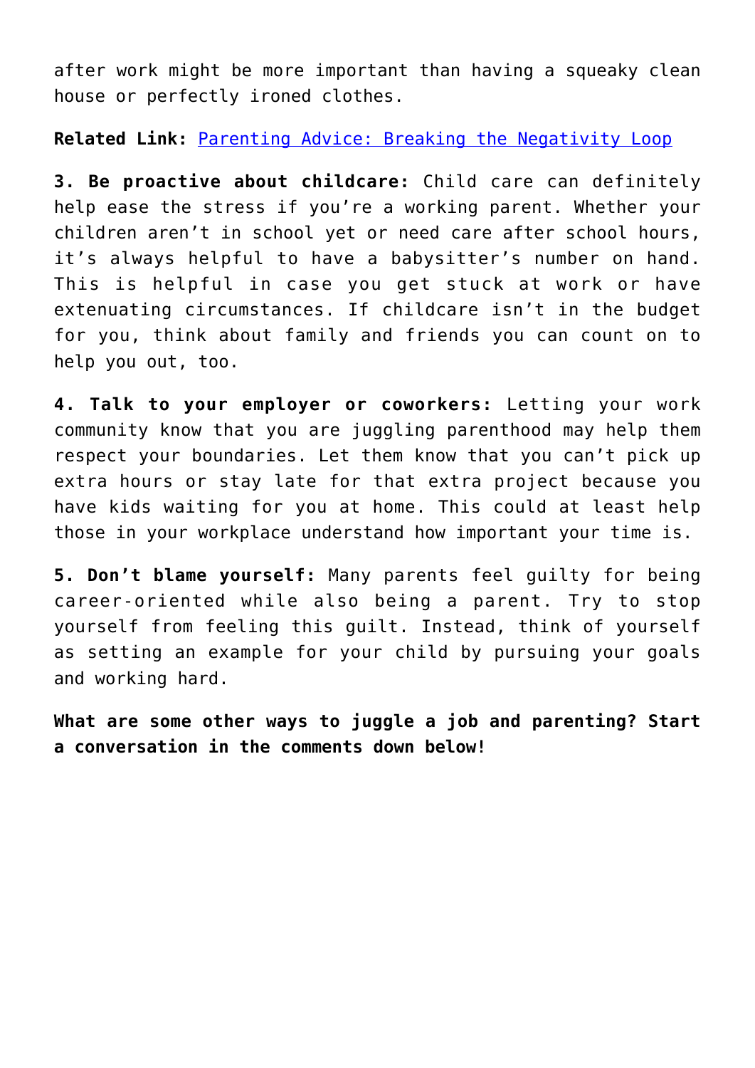after work might be more important than having a squeaky clean house or perfectly ironed clothes.

**Related Link:** Parenting Advice: Breaking the Negativity Loop

**3. Be proactive about childcare:** Child care can definitely help ease the stress if you're a working parent. Whether your children aren't in school yet or need care after school hours, it's always helpful to have a babysitter's number on hand. This is helpful in case you get stuck at work or have extenuating circumstances. If childcare isn't in the budget for you, think about family and friends you can count on to help you out, too.

**4. Talk to your employer or coworkers:** Letting your work community know that you are juggling parenthood may help them respect your boundaries. Let them know that you can't pick up extra hours or stay late for that extra project because you have kids waiting for you at home. This could at least help those in your workplace understand how important your time is.

**5. Don't blame yourself:** Many parents feel guilty for being career-oriented while also being a parent. Try to stop yourself from feeling this guilt. Instead, think of yourself as setting an example for your child by pursuing your goals and working hard.

**What are some other ways to juggle a job and parenting? Start a conversation in the comments down below!**